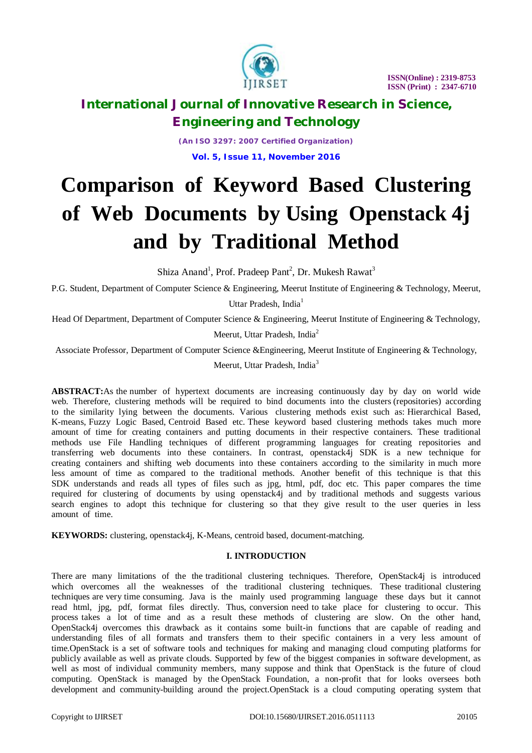# Comparison of Keyword Based Clustering of Web Documents by Using Openstack 4j and by Traditional Method

Shiza Anand[1], Prof. Pradeep Pant[2], Dr. Mukesh Rawat[3]

P.G. Student, Department of Computer Science & Engineering, Meerut Institute of Engineering & Technology, Meerut, Uttar Pradesh, India[1]

Head Of Department, Department of Computer Science & Engineering, Meerut Institute of Engineering & Technology, Meerut, Uttar Pradesh, India[2]

Associate Professor, Department of Computer Science &Engineering, Meerut Institute of Engineering & Technology, Meerut, Uttar Pradesh, India[3]

**ABSTRACT:**As the number of hypertext documents are increasing continuously day by day on world wide web. Therefore, clustering methods will be required to bind documents into the clusters (repositories) according to the similarity lying between the documents. Various clustering methods exist such as: Hierarchical Based, K-means, Fuzzy Logic Based, Centroid Based etc. These keyword based clustering methods takes much more amount of time for creating containers and putting documents in their respective containers. These traditional methods use File Handling techniques of different programming languages for creating repositories and transferring web documents into these containers. In contrast, openstack4j SDK is a new technique for creating containers and shifting web documents into these containers according to the similarity in much more less amount of time as compared to the traditional methods. Another benefit of this technique is that this SDK understands and reads all types of files such as jpg, html, pdf, doc etc. This paper compares the time required for clustering of documents by using openstack4j and by traditional methods and suggests various search engines to adopt this technique for clustering so that they give result to the user queries in less amount of time.

**KEYWORDS:** clustering, openstack4j, K-Means, centroid based, document-matching.

## I. INTRODUCTION

There are many limitations of the the traditional clustering techniques. Therefore, OpenStack4j is introduced which overcomes all the weaknesses of the traditional clustering techniques. These traditional clustering techniques are very time consuming. Java is the mainly used programming language these days but it cannot read html, jpg, pdf, format files directly. Thus, conversion need to take place for clustering to occur. This process takes a lot of time and as a result these methods of clustering are slow. On the other hand, OpenStack4j overcomes this drawback as it contains some built-in functions that are capable of reading and understanding files of all formats and transfers them to their specific containers in a very less amount of time.OpenStack is a set of software tools and techniques for making and managing cloud computing platforms for publicly available as well as private clouds. Supported by few of the biggest companies in software development, as well as most of individual community members, many suppose and think that OpenStack is the future of cloud computing. OpenStack is managed by the OpenStack Foundation, a non-profit that for looks oversees both development and community-building around the project.OpenStack is a cloud computing operating system that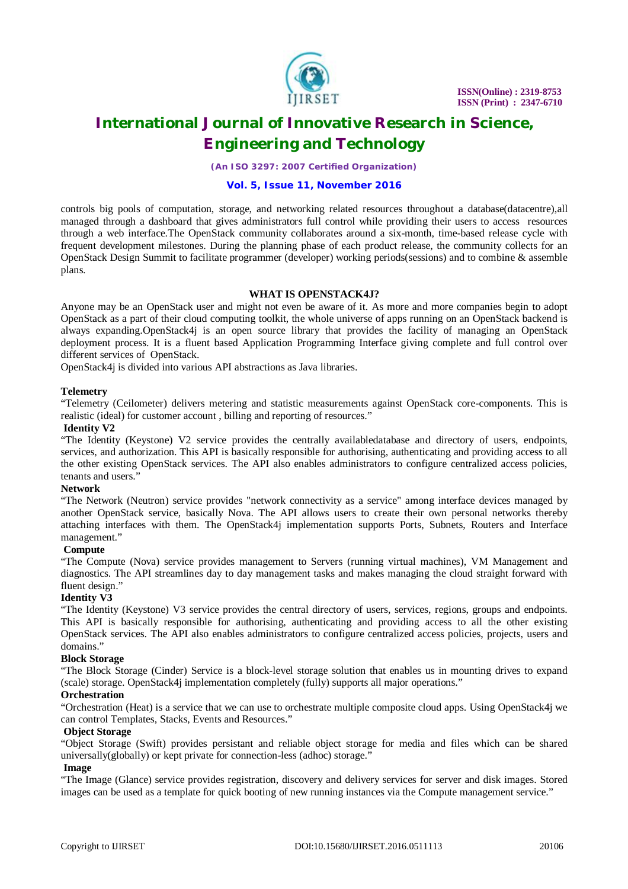controls big pools of computation, storage, and networking related resources throughout a database(datacentre),all managed through a dashboard that gives administrators full control while providing their users to access resources through a web interface.The OpenStack community collaborates around a six-month, time-based release cycle with frequent development milestones. During the planning phase of each product release, the community collects for an OpenStack Design Summit to facilitate programmer (developer) working periods(sessions) and to combine & assemble plans.

## WHAT IS OPENSTACK4J?

Anyone may be an OpenStack user and might not even be aware of it. As more and more companies begin to adopt OpenStack as a part of their cloud computing toolkit, the whole universe of apps running on an OpenStack backend is always expanding.OpenStack4j is an open source library that provides the facility of managing an OpenStack deployment process. It is a fluent based Application Programming Interface giving complete and full control over different services of OpenStack.

OpenStack4j is divided into various API abstractions as Java libraries.

**Telemetry**

"Telemetry (Ceilometer) delivers metering and statistic measurements against OpenStack core-components. This is realistic (ideal) for customer account , billing and reporting of resources."

**Identity V2**

"The Identity (Keystone) V2 service provides the centrally availabledatabase and directory of users, endpoints, services, and authorization. This API is basically responsible for authorising, authenticating and providing access to all the other existing OpenStack services. The API also enables administrators to configure centralized access policies, tenants and users."

**Network**

"The Network (Neutron) service provides "network connectivity as a service" among interface devices managed by another OpenStack service, basically Nova. The API allows users to create their own personal networks thereby attaching interfaces with them. The OpenStack4j implementation supports Ports, Subnets, Routers and Interface management."

**Compute**

"The Compute (Nova) service provides management to Servers (running virtual machines), VM Management and diagnostics. The API streamlines day to day management tasks and makes managing the cloud straight forward with fluent design."

**Identity V3**

"The Identity (Keystone) V3 service provides the central directory of users, services, regions, groups and endpoints. This API is basically responsible for authorising, authenticating and providing access to all the other existing OpenStack services. The API also enables administrators to configure centralized access policies, projects, users and domains."

**Block Storage**

"The Block Storage (Cinder) Service is a block-level storage solution that enables us in mounting drives to expand (scale) storage. OpenStack4j implementation completely (fully) supports all major operations."

**Orchestration**

"Orchestration (Heat) is a service that we can use to orchestrate multiple composite cloud apps. Using OpenStack4j we can control Templates, Stacks, Events and Resources."

**Object Storage**

"Object Storage (Swift) provides persistant and reliable object storage for media and files which can be shared universally(globally) or kept private for connection-less (adhoc) storage."

**Image**

"The Image (Glance) service provides registration, discovery and delivery services for server and disk images. Stored images can be used as a template for quick booting of new running instances via the Compute management service."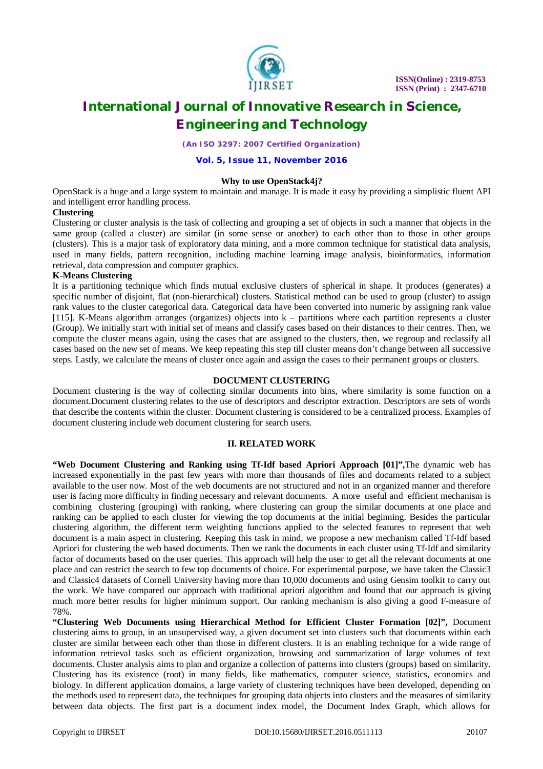**Why to use OpenStack4j?**

OpenStack is a huge and a large system to maintain and manage. It is made it easy by providing a simplistic fluent API and intelligent error handling process.

**Clustering**

Clustering or cluster analysis is the task of collecting and grouping a set of objects in such a manner that objects in the same group (called a cluster) are similar (in some sense or another) to each other than to those in other groups (clusters). This is a major task of exploratory data mining, and a more common technique for statistical data analysis, used in many fields, pattern recognition, including machine learning image analysis, bioinformatics, information retrieval, data compression and computer graphics.

**K-Means Clustering**

It is a partitioning technique which finds mutual exclusive clusters of spherical in shape. It produces (generates) a specific number of disjoint, flat (non-hierarchical) clusters. Statistical method can be used to group (cluster) to assign rank values to the cluster categorical data. Categorical data have been converted into numeric by assigning rank value [115]. K-Means algorithm arranges (organizes) objects into k – partitions where each partition represents a cluster (Group). We initially start with initial set of means and classify cases based on their distances to their centres. Then, we compute the cluster means again, using the cases that are assigned to the clusters, then, we regroup and reclassify all cases based on the new set of means. We keep repeating this step till cluster means don't change between all successive steps. Lastly, we calculate the means of cluster once again and assign the cases to their permanent groups or clusters.

**DOCUMENT CLUSTERING**

Document clustering is the way of collecting similar documents into bins, where similarity is some function on a document.Document clustering relates to the use of descriptors and descriptor extraction. Descriptors are sets of words that describe the contents within the cluster. Document clustering is considered to be a centralized process. Examples of document clustering include web document clustering for search users.

## II. RELATED WORK

**"Web Document Clustering and Ranking using Tf-Idf based Apriori Approach [01]",**The dynamic web has increased exponentially in the past few years with more than thousands of files and documents related to a subject available to the user now. Most of the web documents are not structured and not in an organized manner and therefore user is facing more difficulty in finding necessary and relevant documents. A more useful and efficient mechanism is combining clustering (grouping) with ranking, where clustering can group the similar documents at one place and ranking can be applied to each cluster for viewing the top documents at the initial beginning. Besides the particular clustering algorithm, the different term weighting functions applied to the selected features to represent that web document is a main aspect in clustering. Keeping this task in mind, we propose a new mechanism called Tf-Idf based Apriori for clustering the web based documents. Then we rank the documents in each cluster using Tf-Idf and similarity factor of documents based on the user queries. This approach will help the user to get all the relevant documents at one place and can restrict the search to few top documents of choice. For experimental purpose, we have taken the Classic3 and Classic4 datasets of Cornell University having more than 10,000 documents and using Gensim toolkit to carry out the work. We have compared our approach with traditional apriori algorithm and found that our approach is giving much more better results for higher minimum support. Our ranking mechanism is also giving a good F-measure of 78%.

**"Clustering Web Documents using Hierarchical Method for Efficient Cluster Formation [02]",** Document clustering aims to group, in an unsupervised way, a given document set into clusters such that documents within each cluster are similar between each other than those in different clusters. It is an enabling technique for a wide range of information retrieval tasks such as efficient organization, browsing and summarization of large volumes of text documents. Cluster analysis aims to plan and organize a collection of patterns into clusters (groups) based on similarity. Clustering has its existence (root) in many fields, like mathematics, computer science, statistics, economics and biology. In different application domains, a large variety of clustering techniques have been developed, depending on the methods used to represent data, the techniques for grouping data objects into clusters and the measures of similarity between data objects. The first part is a document index model, the Document Index Graph, which allows for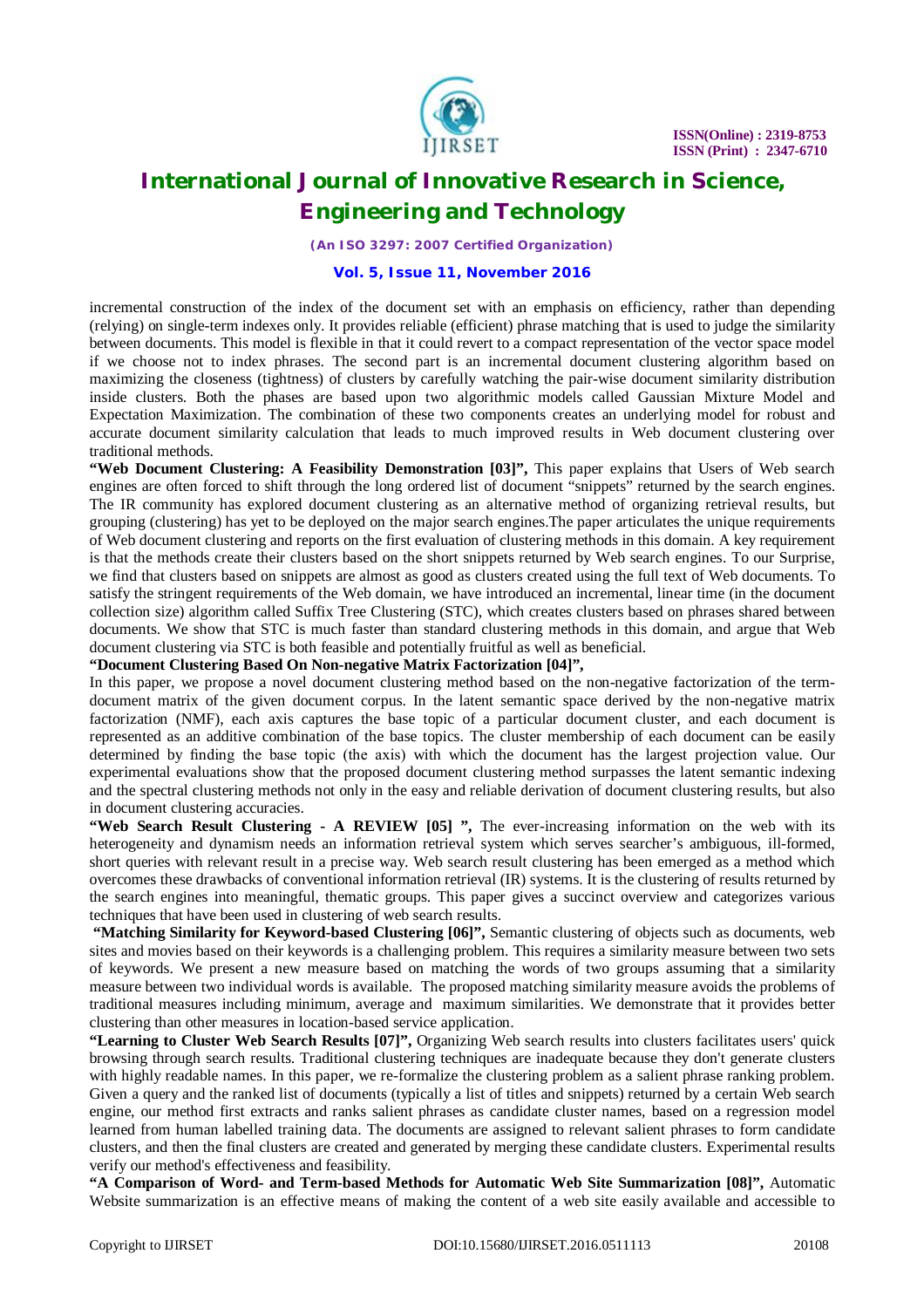incremental construction of the index of the document set with an emphasis on efficiency, rather than depending (relying) on single-term indexes only. It provides reliable (efficient) phrase matching that is used to judge the similarity between documents. This model is flexible in that it could revert to a compact representation of the vector space model if we choose not to index phrases. The second part is an incremental document clustering algorithm based on maximizing the closeness (tightness) of clusters by carefully watching the pair-wise document similarity distribution inside clusters. Both the phases are based upon two algorithmic models called Gaussian Mixture Model and Expectation Maximization. The combination of these two components creates an underlying model for robust and accurate document similarity calculation that leads to much improved results in Web document clustering over traditional methods.

**"Web Document Clustering: A Feasibility Demonstration [03]",** This paper explains that Users of Web search engines are often forced to shift through the long ordered list of document "snippets" returned by the search engines. The IR community has explored document clustering as an alternative method of organizing retrieval results, but grouping (clustering) has yet to be deployed on the major search engines.The paper articulates the unique requirements of Web document clustering and reports on the first evaluation of clustering methods in this domain. A key requirement is that the methods create their clusters based on the short snippets returned by Web search engines. To our Surprise, we find that clusters based on snippets are almost as good as clusters created using the full text of Web documents. To satisfy the stringent requirements of the Web domain, we have introduced an incremental, linear time (in the document collection size) algorithm called Suffix Tree Clustering (STC), which creates clusters based on phrases shared between documents. We show that STC is much faster than standard clustering methods in this domain, and argue that Web document clustering via STC is both feasible and potentially fruitful as well as beneficial.

**"Document Clustering Based On Non-negative Matrix Factorization [04]",**

In this paper, we propose a novel document clustering method based on the non-negative factorization of the term-document matrix of the given document corpus. In the latent semantic space derived by the non-negative matrix factorization (NMF), each axis captures the base topic of a particular document cluster, and each document is represented as an additive combination of the base topics. The cluster membership of each document can be easily determined by finding the base topic (the axis) with which the document has the largest projection value. Our experimental evaluations show that the proposed document clustering method surpasses the latent semantic indexing and the spectral clustering methods not only in the easy and reliable derivation of document clustering results, but also in document clustering accuracies.

**"Web Search Result Clustering - A REVIEW [05] ",** The ever-increasing information on the web with its heterogeneity and dynamism needs an information retrieval system which serves searcher's ambiguous, ill-formed, short queries with relevant result in a precise way. Web search result clustering has been emerged as a method which overcomes these drawbacks of conventional information retrieval (IR) systems. It is the clustering of results returned by the search engines into meaningful, thematic groups. This paper gives a succinct overview and categorizes various techniques that have been used in clustering of web search results.

**"Matching Similarity for Keyword-based Clustering [06]",** Semantic clustering of objects such as documents, web sites and movies based on their keywords is a challenging problem. This requires a similarity measure between two sets of keywords. We present a new measure based on matching the words of two groups assuming that a similarity measure between two individual words is available. The proposed matching similarity measure avoids the problems of traditional measures including minimum, average and maximum similarities. We demonstrate that it provides better clustering than other measures in location-based service application.

**"Learning to Cluster Web Search Results [07]",** Organizing Web search results into clusters facilitates users' quick browsing through search results. Traditional clustering techniques are inadequate because they don't generate clusters with highly readable names. In this paper, we re-formalize the clustering problem as a salient phrase ranking problem. Given a query and the ranked list of documents (typically a list of titles and snippets) returned by a certain Web search engine, our method first extracts and ranks salient phrases as candidate cluster names, based on a regression model learned from human labelled training data. The documents are assigned to relevant salient phrases to form candidate clusters, and then the final clusters are created and generated by merging these candidate clusters. Experimental results verify our method's effectiveness and feasibility.

**"A Comparison of Word- and Term-based Methods for Automatic Web Site Summarization [08]",** Automatic Website summarization is an effective means of making the content of a web site easily available and accessible to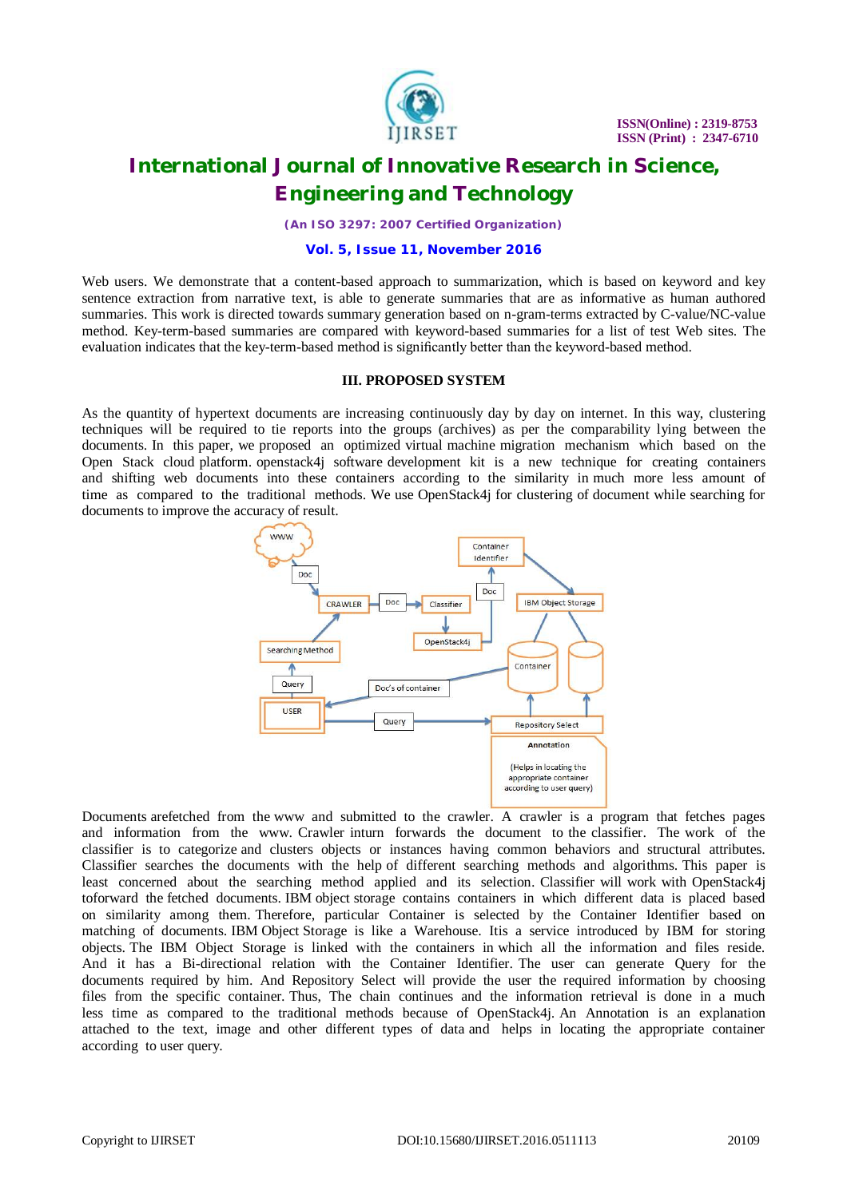Web users. We demonstrate that a content-based approach to summarization, which is based on keyword and key sentence extraction from narrative text, is able to generate summaries that are as informative as human authored summaries. This work is directed towards summary generation based on n-gram-terms extracted by C-value/NC-value method. Key-term-based summaries are compared with keyword-based summaries for a list of test Web sites. The evaluation indicates that the key-term-based method is significantly better than the keyword-based method.

## III. PROPOSED SYSTEM

As the quantity of hypertext documents are increasing continuously day by day on internet. In this way, clustering techniques will be required to tie reports into the groups (archives) as per the comparability lying between the documents. In this paper, we proposed an optimized virtual machine migration mechanism which based on the Open Stack cloud platform. openstack4j software development kit is a new technique for creating containers and shifting web documents into these containers according to the similarity in much more less amount of time as compared to the traditional methods. We use OpenStack4j for clustering of document while searching for documents to improve the accuracy of result.

Documents arefetched from the www and submitted to the crawler. A crawler is a program that fetches pages and information from the www. Crawler inturn forwards the document to the classifier. The work of the classifier is to categorize and clusters objects or instances having common behaviors and structural attributes. Classifier searches the documents with the help of different searching methods and algorithms. This paper is least concerned about the searching method applied and its selection. Classifier will work with OpenStack4j toforward the fetched documents. IBM object storage contains containers in which different data is placed based on similarity among them. Therefore, particular Container is selected by the Container Identifier based on matching of documents. IBM Object Storage is like a Warehouse. Itis a service introduced by IBM for storing objects. The IBM Object Storage is linked with the containers in which all the information and files reside. And it has a Bi-directional relation with the Container Identifier. The user can generate Query for the documents required by him. And Repository Select will provide the user the required information by choosing files from the specific container. Thus, The chain continues and the information retrieval is done in a much less time as compared to the traditional methods because of OpenStack4j. An Annotation is an explanation attached to the text, image and other different types of data and helps in locating the appropriate container according to user query.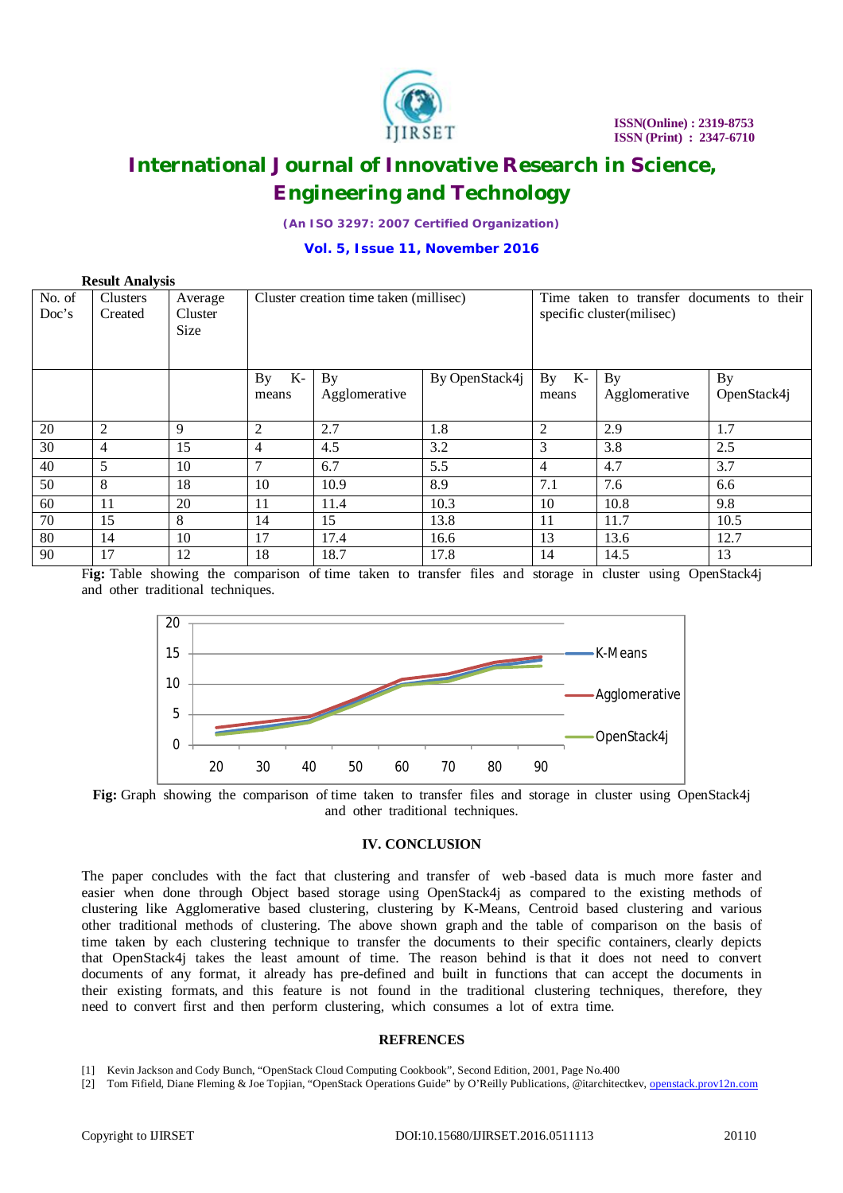**Result Analysis**

| No. of Doc's | Clusters Created | Average Cluster Size | Cluster creation time taken (millisec) | | | Time taken to transfer documents to their specific cluster(milisec) | | |
|---|---|---|---|---|---|---|---|---|
| | | | By K-means | By Agglomerative | By OpenStack4j | By K-means | By Agglomerative | By OpenStack4j |
| 20 | 2 | 9 | 2 | 2.7 | 1.8 | 2 | 2.9 | 1.7 |
| 30 | 4 | 15 | 4 | 4.5 | 3.2 | 3 | 3.8 | 2.5 |
| 40 | 5 | 10 | 7 | 6.7 | 5.5 | 4 | 4.7 | 3.7 |
| 50 | 8 | 18 | 10 | 10.9 | 8.9 | 7.1 | 7.6 | 6.6 |
| 60 | 11 | 20 | 11 | 11.4 | 10.3 | 10 | 10.8 | 9.8 |
| 70 | 15 | 8 | 14 | 15 | 13.8 | 11 | 11.7 | 10.5 |
| 80 | 14 | 10 | 17 | 17.4 | 16.6 | 13 | 13.6 | 12.7 |
| 90 | 17 | 12 | 18 | 18.7 | 17.8 | 14 | 14.5 | 13 |

**Fig:** Table showing the comparison of time taken to transfer files and storage in cluster using OpenStack4j and other traditional techniques.

**Fig:** Graph showing the comparison of time taken to transfer files and storage in cluster using OpenStack4j and other traditional techniques.

## IV. CONCLUSION

The paper concludes with the fact that clustering and transfer of web -based data is much more faster and easier when done through Object based storage using OpenStack4j as compared to the existing methods of clustering like Agglomerative based clustering, clustering by K-Means, Centroid based clustering and various other traditional methods of clustering. The above shown graph and the table of comparison on the basis of time taken by each clustering technique to transfer the documents to their specific containers, clearly depicts that OpenStack4j takes the least amount of time. The reason behind is that it does not need to convert documents of any format, it already has pre-defined and built in functions that can accept the documents in their existing formats, and this feature is not found in the traditional clustering techniques, therefore, they need to convert first and then perform clustering, which consumes a lot of extra time.

## REFRENCES

[1] Kevin Jackson and Cody Bunch, "OpenStack Cloud Computing Cookbook", Second Edition, 2001, Page No.400

[2] Tom Fifield, Diane Fleming & Joe Topjian, "OpenStack Operations Guide" by O'Reilly Publications, @itarchitectkev, openstack.prov12n.com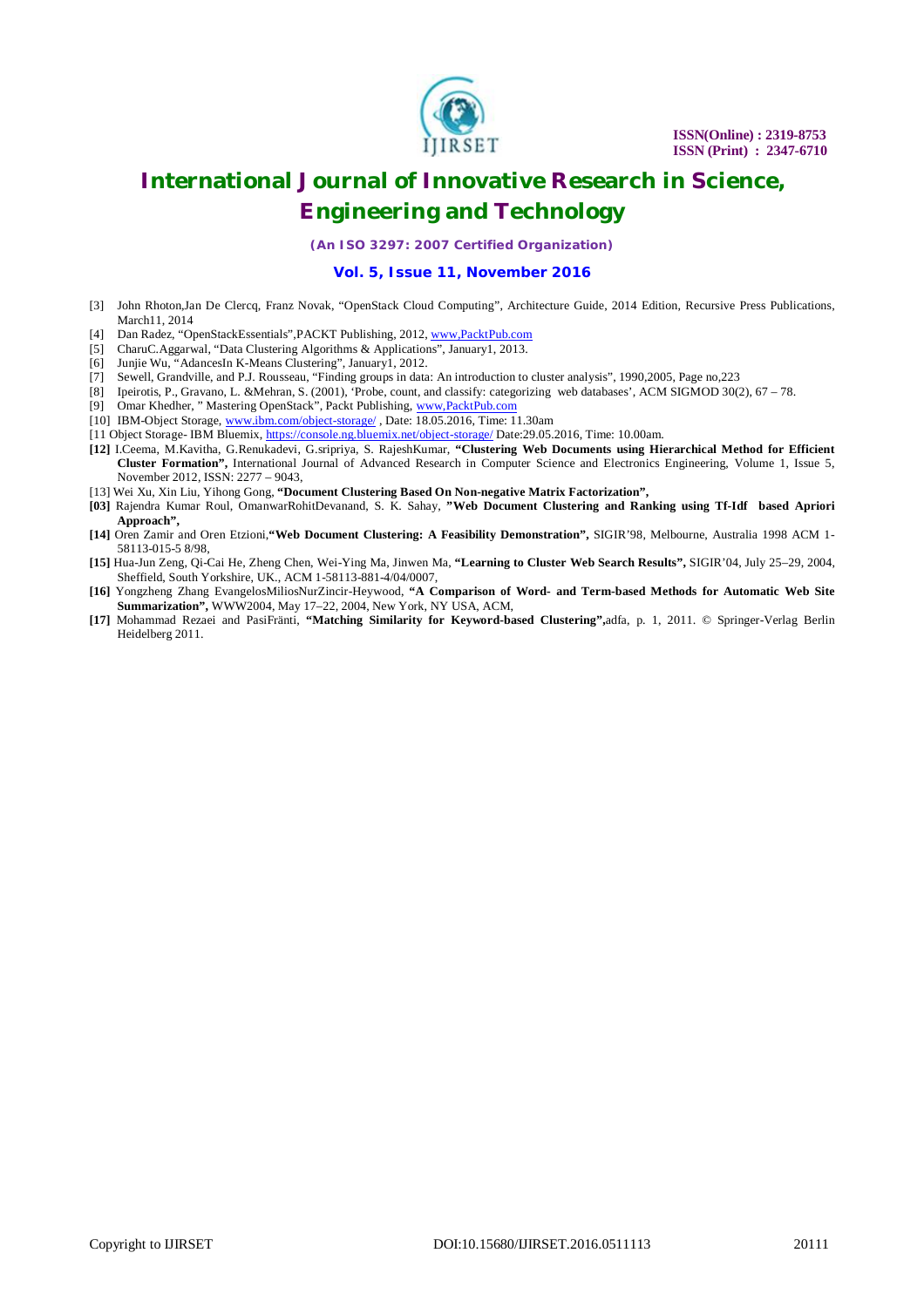[3] John Rhoton,Jan De Clercq, Franz Novak, "OpenStack Cloud Computing", Architecture Guide, 2014 Edition, Recursive Press Publications, March11, 2014

[4] Dan Radez, "OpenStackEssentials",PACKT Publishing, 2012, www,PacktPub.com

[5] CharuC.Aggarwal, "Data Clustering Algorithms & Applications", January1, 2013.

[6] Junjie Wu, "AdancesIn K-Means Clustering", January1, 2012.

[7] Sewell, Grandville, and P.J. Rousseau, "Finding groups in data: An introduction to cluster analysis", 1990,2005, Page no,223

[8] Ipeirotis, P., Gravano, L. &Mehran, S. (2001), 'Probe, count, and classify: categorizing web databases', ACM SIGMOD 30(2), 67 – 78.

[9] Omar Khedher, " Mastering OpenStack", Packt Publishing, www,PacktPub.com

[10] IBM-Object Storage, www.ibm.com/object-storage/ , Date: 18.05.2016, Time: 11.30am

[11 Object Storage- IBM Bluemix, https://console.ng.bluemix.net/object-storage/ Date:29.05.2016, Time: 10.00am.

**[12]** I.Ceema, M.Kavitha, G.Renukadevi, G.sripriya, S. RajeshKumar, **"Clustering Web Documents using Hierarchical Method for Efficient Cluster Formation",** International Journal of Advanced Research in Computer Science and Electronics Engineering, Volume 1, Issue 5, November 2012, ISSN: 2277 – 9043,

[13] Wei Xu, Xin Liu, Yihong Gong, **"Document Clustering Based On Non-negative Matrix Factorization",**

**[03]** Rajendra Kumar Roul, OmanwarRohitDevanand, S. K. Sahay, **"Web Document Clustering and Ranking using Tf-Idf based Apriori Approach",**

**[14]** Oren Zamir and Oren Etzioni,**"Web Document Clustering: A Feasibility Demonstration",** SIGIR'98, Melbourne, Australia 1998 ACM 1-58113-015-5 8/98,

**[15]** Hua-Jun Zeng, Qi-Cai He, Zheng Chen, Wei-Ying Ma, Jinwen Ma, **"Learning to Cluster Web Search Results",** SIGIR'04, July 25–29, 2004, Sheffield, South Yorkshire, UK., ACM 1-58113-881-4/04/0007,

**[16]** Yongzheng Zhang EvangelosMiliosNurZincir-Heywood, **"A Comparison of Word- and Term-based Methods for Automatic Web Site Summarization",** WWW2004, May 17–22, 2004, New York, NY USA, ACM,

**[17]** Mohammad Rezaei and PasiFränti, **"Matching Similarity for Keyword-based Clustering",**adfa, p. 1, 2011. © Springer-Verlag Berlin Heidelberg 2011.